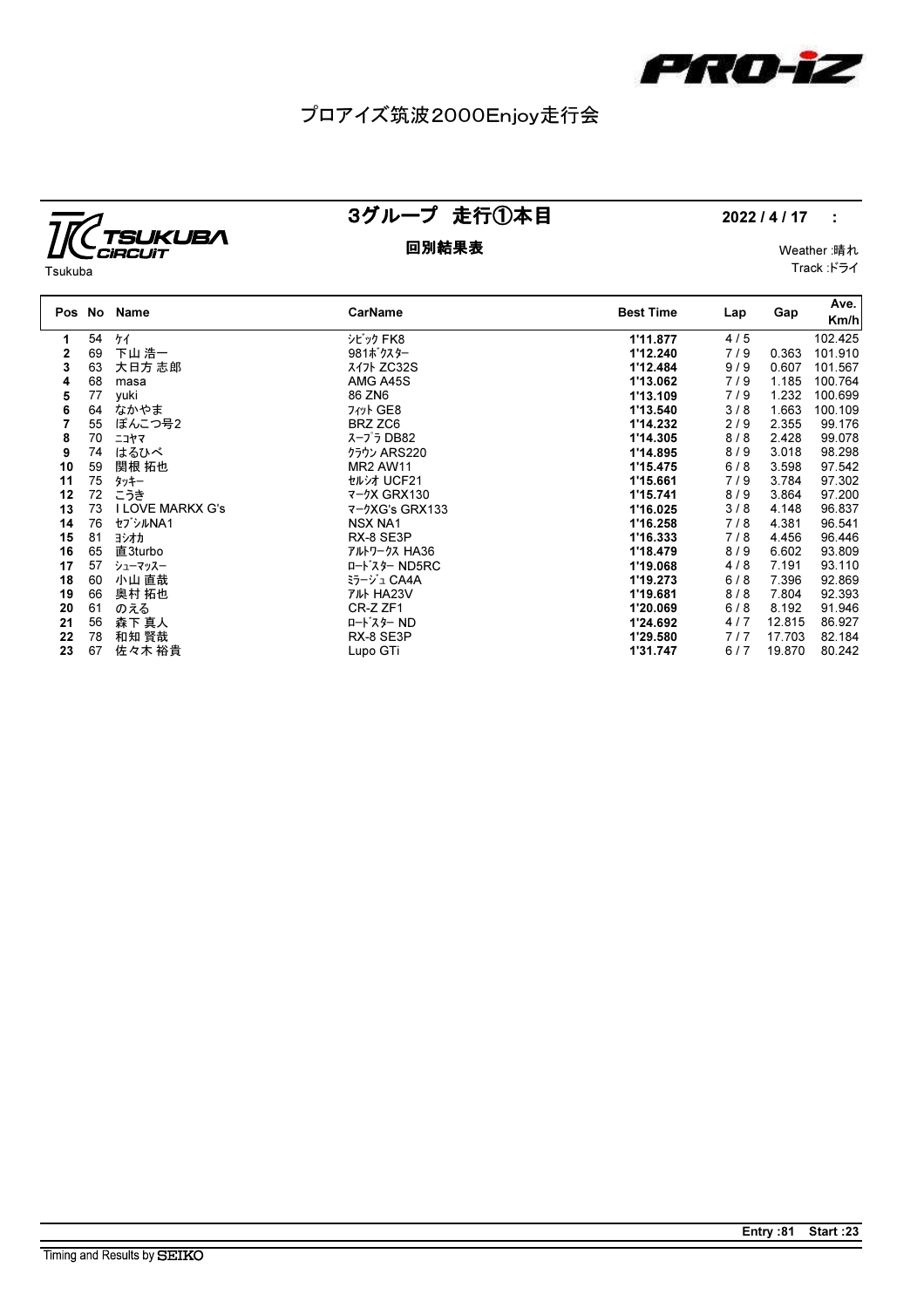PRO-iZ

# プロアイズ筑波2000Enjoy走行会

TSUKUBA CIRCUIT
Tsukuba

## 3グループ　走行①本目

**回別結果表**

**2022 / 4 / 17　:**

Weather :晴れ
Track :ドライ

| Pos | No | Name | CarName | Best Time | Lap | Gap | Ave. Km/h |
|---|---|---|---|---|---|---|---|
| 1 | 54 | ｹｲ | ｼﾋﾞｯｸ FK8 | 1'11.877 | 4 / 5 | | 102.425 |
| 2 | 69 | 下山 浩一 | 981ﾎﾞｸｽﾀｰ | 1'12.240 | 7 / 9 | 0.363 | 101.910 |
| 3 | 63 | 大日方 志郎 | ｽｲﾌﾄ ZC32S | 1'12.484 | 9 / 9 | 0.607 | 101.567 |
| 4 | 68 | masa | AMG A45S | 1'13.062 | 7 / 9 | 1.185 | 100.764 |
| 5 | 77 | yuki | 86 ZN6 | 1'13.109 | 7 / 9 | 1.232 | 100.699 |
| 6 | 64 | なかやま | ﾌｨｯﾄ GE8 | 1'13.540 | 3 / 8 | 1.663 | 100.109 |
| 7 | 55 | ぽんこつ号2 | BRZ ZC6 | 1'14.232 | 2 / 9 | 2.355 | 99.176 |
| 8 | 70 | ﾆｺﾔﾏ | ｽｰﾌﾟﾗ DB82 | 1'14.305 | 8 / 8 | 2.428 | 99.078 |
| 9 | 74 | はるひべ | ｸﾗｳﾝ ARS220 | 1'14.895 | 8 / 9 | 3.018 | 98.298 |
| 10 | 59 | 関根 拓也 | MR2 AW11 | 1'15.475 | 6 / 8 | 3.598 | 97.542 |
| 11 | 75 | ﾀｯｷｰ | ｾﾙｼｵ UCF21 | 1'15.661 | 7 / 9 | 3.784 | 97.302 |
| 12 | 72 | こうき | ﾏｰｸX GRX130 | 1'15.741 | 8 / 9 | 3.864 | 97.200 |
| 13 | 73 | I LOVE MARKX G's | ﾏｰｸXG's GRX133 | 1'16.025 | 3 / 8 | 4.148 | 96.837 |
| 14 | 76 | ｾﾌﾞｼﾙNA1 | NSX NA1 | 1'16.258 | 7 / 8 | 4.381 | 96.541 |
| 15 | 81 | ﾖｼｵｶ | RX-8 SE3P | 1'16.333 | 7 / 8 | 4.456 | 96.446 |
| 16 | 65 | 直3turbo | ｱﾙﾄﾜｰｸｽ HA36 | 1'18.479 | 8 / 9 | 6.602 | 93.809 |
| 17 | 57 | ｼｭｰﾏｯｽｰ | ﾛｰﾄﾞｽﾀｰ ND5RC | 1'19.068 | 4 / 8 | 7.191 | 93.110 |
| 18 | 60 | 小山 直哉 | ﾐﾗｰｼﾞｭ CA4A | 1'19.273 | 6 / 8 | 7.396 | 92.869 |
| 19 | 66 | 奥村 拓也 | ｱﾙﾄ HA23V | 1'19.681 | 8 / 8 | 7.804 | 92.393 |
| 20 | 61 | のえる | CR-Z ZF1 | 1'20.069 | 6 / 8 | 8.192 | 91.946 |
| 21 | 56 | 森下 真人 | ﾛｰﾄﾞｽﾀｰ ND | 1'24.692 | 4 / 7 | 12.815 | 86.927 |
| 22 | 78 | 和知 賢哉 | RX-8 SE3P | 1'29.580 | 7 / 7 | 17.703 | 82.184 |
| 23 | 67 | 佐々木 裕貴 | Lupo GTi | 1'31.747 | 6 / 7 | 19.870 | 80.242 |

**Entry :81　Start :23**

Timing and Results by SEIKO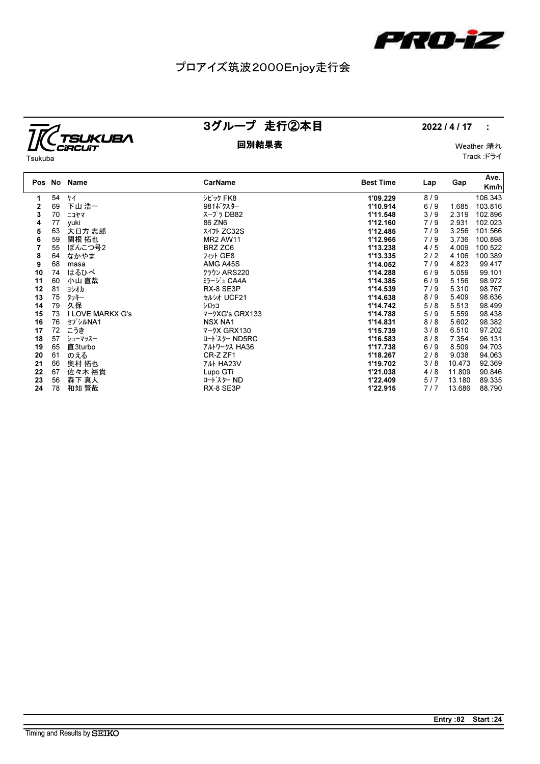PRO-iZ

# プロアイズ筑波2000Enjoy走行会

TSUKUBA CIRCUIT
Tsukuba

## 3グループ　走行②本目

**2022 / 4 / 17　:**

**回別結果表**

Weather :晴れ
Track :ドライ

| Pos | No | Name | CarName | Best Time | Lap | Gap | Ave. Km/h |
|---|---|---|---|---|---|---|---|
| 1 | 54 | ｹｲ | ｼﾋﾞｯｸ FK8 | 1'09.229 | 8 / 9 | | 106.343 |
| 2 | 69 | 下山 浩一 | 981ﾎﾞｸｽﾀｰ | 1'10.914 | 6 / 9 | 1.685 | 103.816 |
| 3 | 70 | ﾆｺﾔﾏ | ｽｰﾌﾟﾗ DB82 | 1'11.548 | 3 / 9 | 2.319 | 102.896 |
| 4 | 77 | yuki | 86 ZN6 | 1'12.160 | 7 / 9 | 2.931 | 102.023 |
| 5 | 63 | 大日方 志郎 | ｽｲﾌﾄ ZC32S | 1'12.485 | 7 / 9 | 3.256 | 101.566 |
| 6 | 59 | 関根 拓也 | MR2 AW11 | 1'12.965 | 7 / 9 | 3.736 | 100.898 |
| 7 | 55 | ぽんこつ号2 | BRZ ZC6 | 1'13.238 | 4 / 5 | 4.009 | 100.522 |
| 8 | 64 | なかやま | ﾌｨｯﾄ GE8 | 1'13.335 | 2 / 2 | 4.106 | 100.389 |
| 9 | 68 | masa | AMG A45S | 1'14.052 | 7 / 9 | 4.823 | 99.417 |
| 10 | 74 | はるひべ | ｸﾗｳﾝ ARS220 | 1'14.288 | 6 / 9 | 5.059 | 99.101 |
| 11 | 60 | 小山 直哉 | ﾐﾗｰｼﾞｭ CA4A | 1'14.385 | 6 / 9 | 5.156 | 98.972 |
| 12 | 81 | ﾖｼｵｶ | RX-8 SE3P | 1'14.539 | 7 / 9 | 5.310 | 98.767 |
| 13 | 75 | ﾀｯｷｰ | ｾﾙｼｵ UCF21 | 1'14.638 | 8 / 9 | 5.409 | 98.636 |
| 14 | 79 | 久保 | ｼﾛｯｺ | 1'14.742 | 5 / 8 | 5.513 | 98.499 |
| 15 | 73 | I LOVE MARKX G's | ﾏｰｸXG's GRX133 | 1'14.788 | 5 / 9 | 5.559 | 98.438 |
| 16 | 76 | ｾﾌﾞｼﾙNA1 | NSX NA1 | 1'14.831 | 8 / 8 | 5.602 | 98.382 |
| 17 | 72 | こうき | ﾏｰｸX GRX130 | 1'15.739 | 3 / 8 | 6.510 | 97.202 |
| 18 | 57 | ｼｭｰﾏｯｽｰ | ﾛｰﾄﾞｽﾀｰ ND5RC | 1'16.583 | 8 / 8 | 7.354 | 96.131 |
| 19 | 65 | 直3turbo | ｱﾙﾄﾜｰｸｽ HA36 | 1'17.738 | 6 / 9 | 8.509 | 94.703 |
| 20 | 61 | のえる | CR-Z ZF1 | 1'18.267 | 2 / 8 | 9.038 | 94.063 |
| 21 | 66 | 奥村 拓也 | ｱﾙﾄ HA23V | 1'19.702 | 3 / 8 | 10.473 | 92.369 |
| 22 | 67 | 佐々木 裕貴 | Lupo GTi | 1'21.038 | 4 / 8 | 11.809 | 90.846 |
| 23 | 56 | 森下 真人 | ﾛｰﾄﾞｽﾀｰ ND | 1'22.409 | 5 / 7 | 13.180 | 89.335 |
| 24 | 78 | 和知 賢哉 | RX-8 SE3P | 1'22.915 | 7 / 7 | 13.686 | 88.790 |

**Entry :82　Start :24**

Timing and Results by SEIKO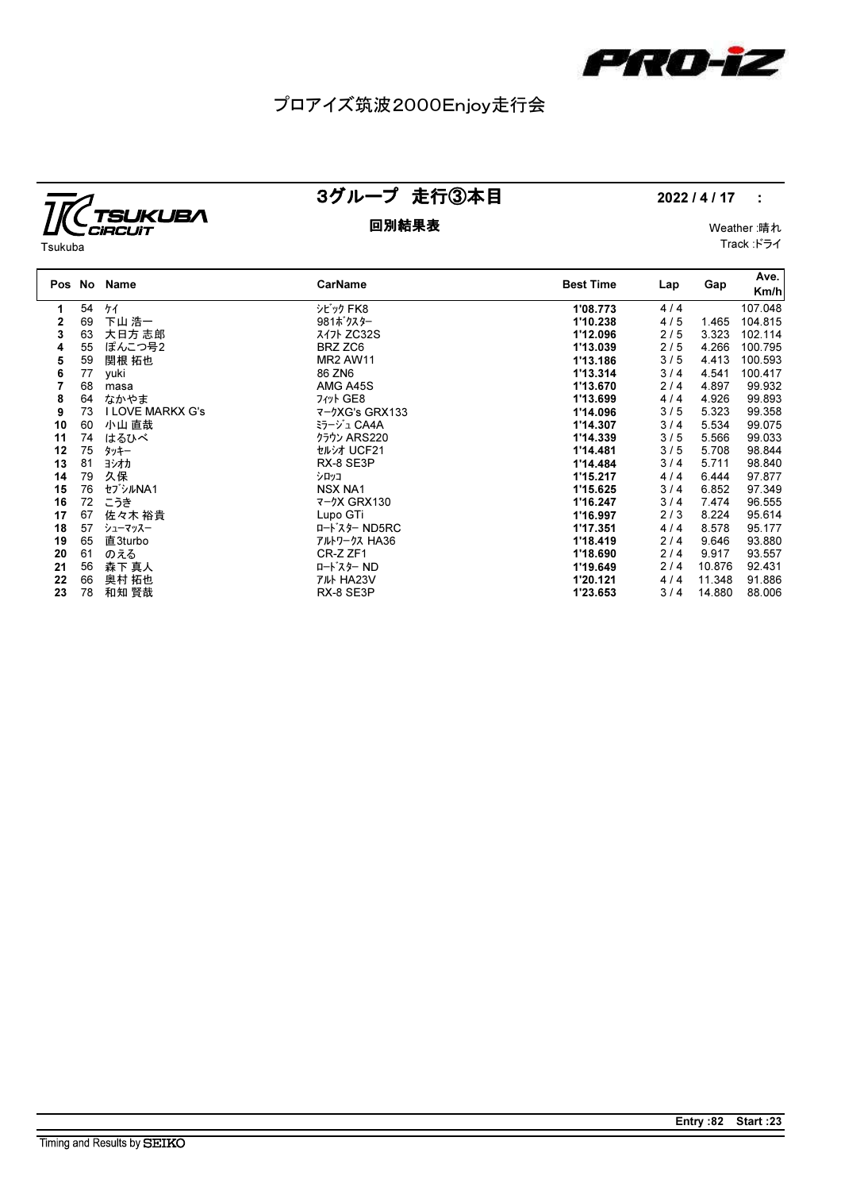PRO-iZ

# プロアイズ筑波2000Enjoy走行会

TSUKUBA CIRCUIT
Tsukuba

## 3グループ　走行③本目

**回別結果表**

**2022 / 4 / 17　:**

Weather :晴れ
Track :ドライ

| Pos | No | Name | CarName | Best Time | Lap | Gap | Ave. Km/h |
|---|---|---|---|---|---|---|---|
| 1 | 54 | ｹｲ | ｼﾋﾞｯｸ FK8 | 1'08.773 | 4 / 4 | | 107.048 |
| 2 | 69 | 下山 浩一 | 981ﾎﾞｸｽﾀｰ | 1'10.238 | 4 / 5 | 1.465 | 104.815 |
| 3 | 63 | 大日方 志郎 | ｽｲﾌﾄ ZC32S | 1'12.096 | 2 / 5 | 3.323 | 102.114 |
| 4 | 55 | ぽんこつ号2 | BRZ ZC6 | 1'13.039 | 2 / 5 | 4.266 | 100.795 |
| 5 | 59 | 関根 拓也 | MR2 AW11 | 1'13.186 | 3 / 5 | 4.413 | 100.593 |
| 6 | 77 | yuki | 86 ZN6 | 1'13.314 | 3 / 4 | 4.541 | 100.417 |
| 7 | 68 | masa | AMG A45S | 1'13.670 | 2 / 4 | 4.897 | 99.932 |
| 8 | 64 | なかやま | ﾌｨｯﾄ GE8 | 1'13.699 | 4 / 4 | 4.926 | 99.893 |
| 9 | 73 | I LOVE MARKX G's | ﾏｰｸXG's GRX133 | 1'14.096 | 3 / 5 | 5.323 | 99.358 |
| 10 | 60 | 小山 直哉 | ﾐﾗｰｼﾞｭ CA4A | 1'14.307 | 3 / 4 | 5.534 | 99.075 |
| 11 | 74 | はるひべ | ｸﾗｳﾝ ARS220 | 1'14.339 | 3 / 5 | 5.566 | 99.033 |
| 12 | 75 | ﾀｯｷｰ | ｾﾙｼｵ UCF21 | 1'14.481 | 3 / 5 | 5.708 | 98.844 |
| 13 | 81 | ﾖｼｵｶ | RX-8 SE3P | 1'14.484 | 3 / 4 | 5.711 | 98.840 |
| 14 | 79 | 久保 | ｼﾛｯｺ | 1'15.217 | 4 / 4 | 6.444 | 97.877 |
| 15 | 76 | ｾﾌﾞｼﾙNA1 | NSX NA1 | 1'15.625 | 3 / 4 | 6.852 | 97.349 |
| 16 | 72 | こうき | ﾏｰｸX GRX130 | 1'16.247 | 3 / 4 | 7.474 | 96.555 |
| 17 | 67 | 佐々木 裕貴 | Lupo GTi | 1'16.997 | 2 / 3 | 8.224 | 95.614 |
| 18 | 57 | ｼｭｰﾏｯｽｰ | ﾛｰﾄﾞｽﾀｰ ND5RC | 1'17.351 | 4 / 4 | 8.578 | 95.177 |
| 19 | 65 | 直3turbo | ｱﾙﾄﾜｰｸｽ HA36 | 1'18.419 | 2 / 4 | 9.646 | 93.880 |
| 20 | 61 | のえる | CR-Z ZF1 | 1'18.690 | 2 / 4 | 9.917 | 93.557 |
| 21 | 56 | 森下 真人 | ﾛｰﾄﾞｽﾀｰ ND | 1'19.649 | 2 / 4 | 10.876 | 92.431 |
| 22 | 66 | 奥村 拓也 | ｱﾙﾄ HA23V | 1'20.121 | 4 / 4 | 11.348 | 91.886 |
| 23 | 78 | 和知 賢哉 | RX-8 SE3P | 1'23.653 | 3 / 4 | 14.880 | 88.006 |

**Entry :82　Start :23**

Timing and Results by SEIKO